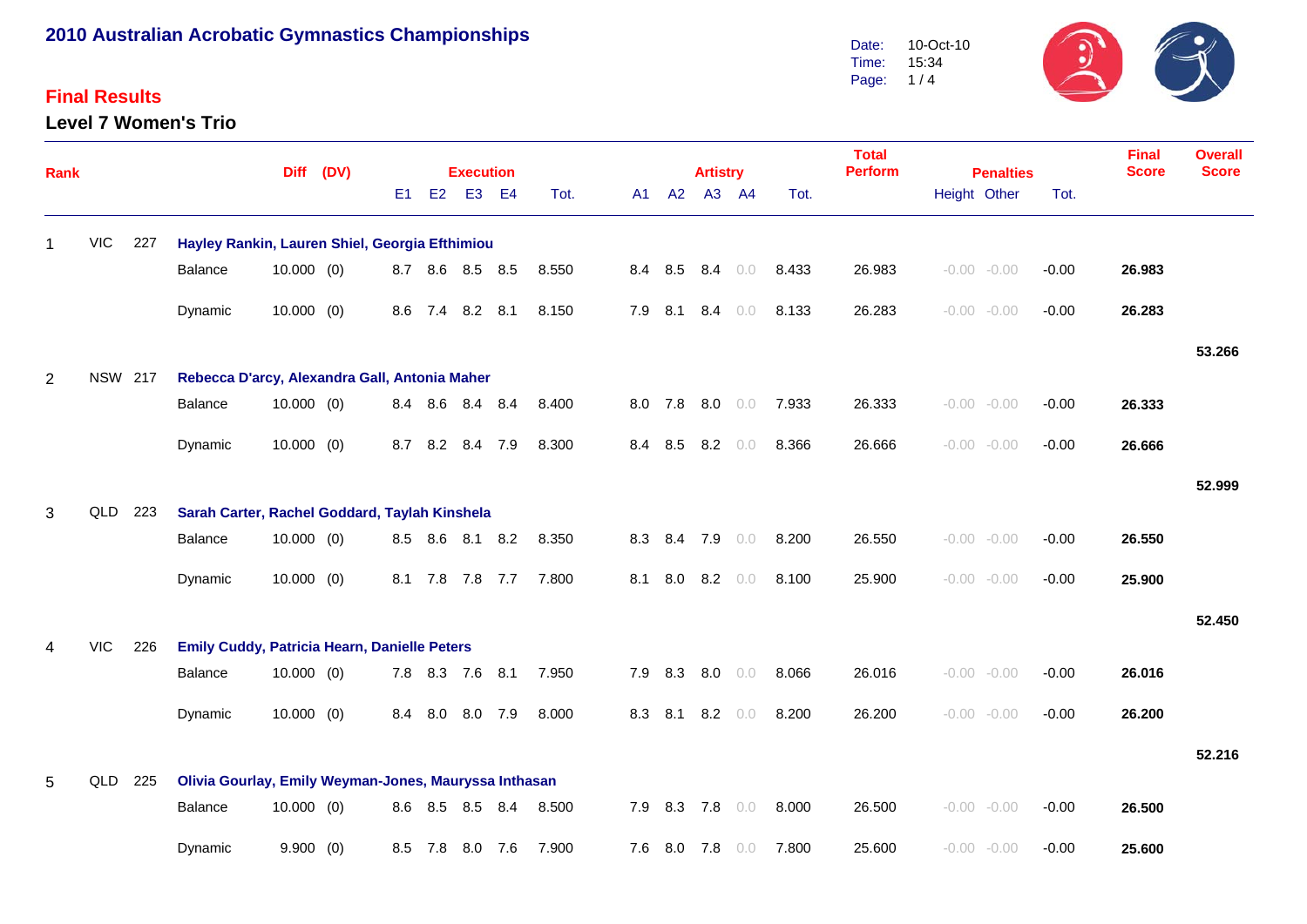# 2010 Australian Acrobatic Gymnastics Championships

Date: 10-Oct-10
Time: 15:34

## Final Results

### Level 7 Women's Trio

| Rank | | | | Diff | (DV) | E1 | E2 | E3 | E4 | Execution Tot. | A1 | A2 | A3 | A4 | Artistry Tot. | Total Perform | Penalties Height | Penalties Other | Penalties Tot. | Final Score | Overall Score |
|---|---|---|---|---|---|---|---|---|---|---|---|---|---|---|---|---|---|---|---|---|---|
| 1 | VIC | 227 | **Hayley Rankin, Lauren Shiel, Georgia Efthimiou** | | | | | | | | | | | | | | | | | | |
| | | | Balance | 10.000 | (0) | 8.7 | 8.6 | 8.5 | 8.5 | 8.550 | 8.4 | 8.5 | 8.4 | 0.0 | 8.433 | 26.983 | -0.00 | -0.00 | -0.00 | **26.983** | |
| | | | Dynamic | 10.000 | (0) | 8.6 | 7.4 | 8.2 | 8.1 | 8.150 | 7.9 | 8.1 | 8.4 | 0.0 | 8.133 | 26.283 | -0.00 | -0.00 | -0.00 | **26.283** | |
| | | | | | | | | | | | | | | | | | | | | | **53.266** |
| 2 | NSW | 217 | **Rebecca D'arcy, Alexandra Gall, Antonia Maher** | | | | | | | | | | | | | | | | | | |
| | | | Balance | 10.000 | (0) | 8.4 | 8.6 | 8.4 | 8.4 | 8.400 | 8.0 | 7.8 | 8.0 | 0.0 | 7.933 | 26.333 | -0.00 | -0.00 | -0.00 | **26.333** | |
| | | | Dynamic | 10.000 | (0) | 8.7 | 8.2 | 8.4 | 7.9 | 8.300 | 8.4 | 8.5 | 8.2 | 0.0 | 8.366 | 26.666 | -0.00 | -0.00 | -0.00 | **26.666** | |
| | | | | | | | | | | | | | | | | | | | | | **52.999** |
| 3 | QLD | 223 | **Sarah Carter, Rachel Goddard, Taylah Kinshela** | | | | | | | | | | | | | | | | | | |
| | | | Balance | 10.000 | (0) | 8.5 | 8.6 | 8.1 | 8.2 | 8.350 | 8.3 | 8.4 | 7.9 | 0.0 | 8.200 | 26.550 | -0.00 | -0.00 | -0.00 | **26.550** | |
| | | | Dynamic | 10.000 | (0) | 8.1 | 7.8 | 7.8 | 7.7 | 7.800 | 8.1 | 8.0 | 8.2 | 0.0 | 8.100 | 25.900 | -0.00 | -0.00 | -0.00 | **25.900** | |
| | | | | | | | | | | | | | | | | | | | | | **52.450** |
| 4 | VIC | 226 | **Emily Cuddy, Patricia Hearn, Danielle Peters** | | | | | | | | | | | | | | | | | | |
| | | | Balance | 10.000 | (0) | 7.8 | 8.3 | 7.6 | 8.1 | 7.950 | 7.9 | 8.3 | 8.0 | 0.0 | 8.066 | 26.016 | -0.00 | -0.00 | -0.00 | **26.016** | |
| | | | Dynamic | 10.000 | (0) | 8.4 | 8.0 | 8.0 | 7.9 | 8.000 | 8.3 | 8.1 | 8.2 | 0.0 | 8.200 | 26.200 | -0.00 | -0.00 | -0.00 | **26.200** | |
| | | | | | | | | | | | | | | | | | | | | | **52.216** |
| 5 | QLD | 225 | **Olivia Gourlay, Emily Weyman-Jones, Mauryssa Inthasan** | | | | | | | | | | | | | | | | | | |
| | | | Balance | 10.000 | (0) | 8.6 | 8.5 | 8.5 | 8.4 | 8.500 | 7.9 | 8.3 | 7.8 | 0.0 | 8.000 | 26.500 | -0.00 | -0.00 | -0.00 | **26.500** | |
| | | | Dynamic | 9.900 | (0) | 8.5 | 7.8 | 8.0 | 7.6 | 7.900 | 7.6 | 8.0 | 7.8 | 0.0 | 7.800 | 25.600 | -0.00 | -0.00 | -0.00 | **25.600** | |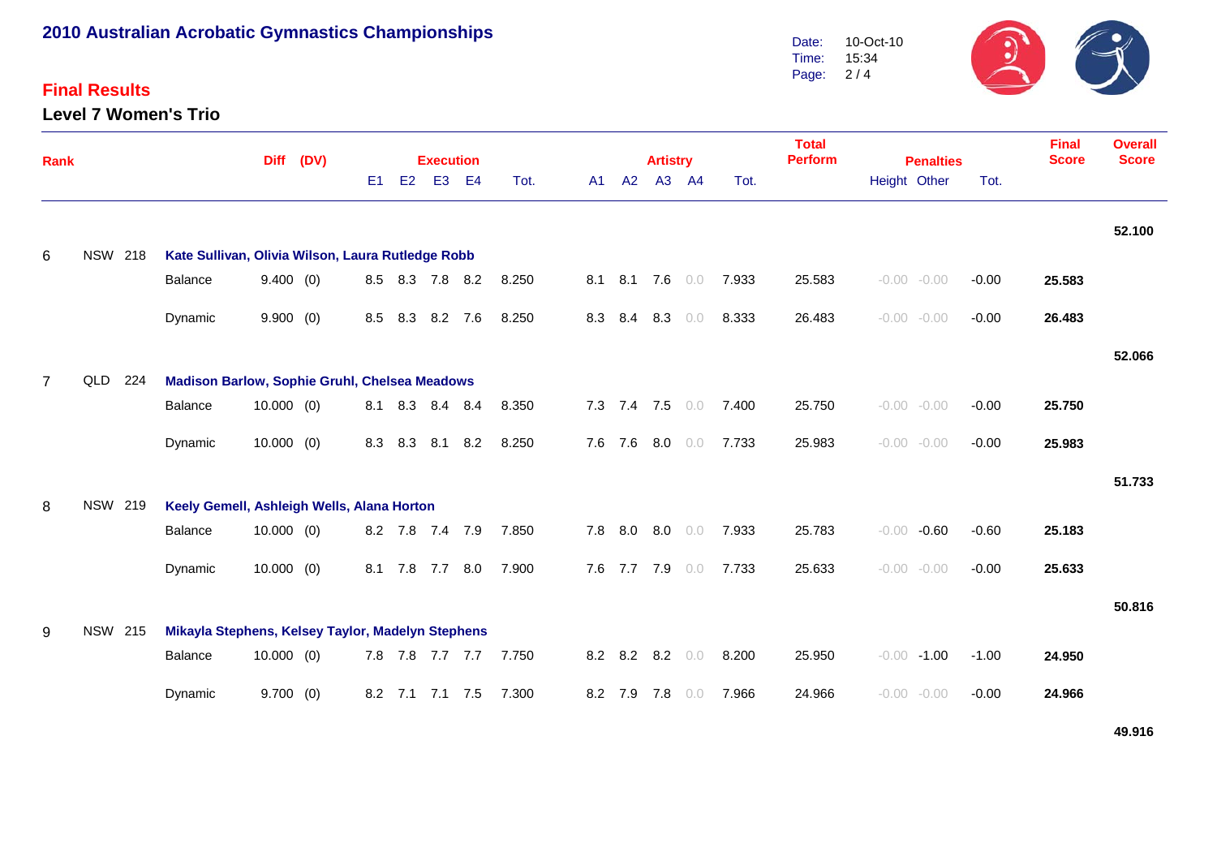# 2010 Australian Acrobatic Gymnastics Championships

Date: 10-Oct-10
Time: 15:34

## Final Results

### Level 7 Women's Trio

| Rank | | | | Diff | (DV) | Execution | | | | | Artistry | | | | | Total Perform | Penalties | | | Final Score | Overall Score |
|---|---|---|---|---|---|---|---|---|---|---|---|---|---|---|---|---|---|---|---|---|---|
| | | | | | | E1 | E2 | E3 | E4 | Tot. | A1 | A2 | A3 | A4 | Tot. | | Height | Other | Tot. | | |
| | | | | | | | | | | | | | | | | | | | | | 52.100 |
| 6 | NSW | 218 | **Kate Sullivan, Olivia Wilson, Laura Rutledge Robb** | | | | | | | | | | | | | | | | | | |
| | | | Balance | 9.400 | (0) | 8.5 | 8.3 | 7.8 | 8.2 | 8.250 | 8.1 | 8.1 | 7.6 | 0.0 | 7.933 | 25.583 | -0.00 | -0.00 | -0.00 | **25.583** | |
| | | | Dynamic | 9.900 | (0) | 8.5 | 8.3 | 8.2 | 7.6 | 8.250 | 8.3 | 8.4 | 8.3 | 0.0 | 8.333 | 26.483 | -0.00 | -0.00 | -0.00 | **26.483** | |
| | | | | | | | | | | | | | | | | | | | | | 52.066 |
| 7 | QLD | 224 | **Madison Barlow, Sophie Gruhl, Chelsea Meadows** | | | | | | | | | | | | | | | | | | |
| | | | Balance | 10.000 | (0) | 8.1 | 8.3 | 8.4 | 8.4 | 8.350 | 7.3 | 7.4 | 7.5 | 0.0 | 7.400 | 25.750 | -0.00 | -0.00 | -0.00 | **25.750** | |
| | | | Dynamic | 10.000 | (0) | 8.3 | 8.3 | 8.1 | 8.2 | 8.250 | 7.6 | 7.6 | 8.0 | 0.0 | 7.733 | 25.983 | -0.00 | -0.00 | -0.00 | **25.983** | |
| | | | | | | | | | | | | | | | | | | | | | 51.733 |
| 8 | NSW | 219 | **Keely Gemell, Ashleigh Wells, Alana Horton** | | | | | | | | | | | | | | | | | | |
| | | | Balance | 10.000 | (0) | 8.2 | 7.8 | 7.4 | 7.9 | 7.850 | 7.8 | 8.0 | 8.0 | 0.0 | 7.933 | 25.783 | -0.00 | -0.60 | -0.60 | **25.183** | |
| | | | Dynamic | 10.000 | (0) | 8.1 | 7.8 | 7.7 | 8.0 | 7.900 | 7.6 | 7.7 | 7.9 | 0.0 | 7.733 | 25.633 | -0.00 | -0.00 | -0.00 | **25.633** | |
| | | | | | | | | | | | | | | | | | | | | | 50.816 |
| 9 | NSW | 215 | **Mikayla Stephens, Kelsey Taylor, Madelyn Stephens** | | | | | | | | | | | | | | | | | | |
| | | | Balance | 10.000 | (0) | 7.8 | 7.8 | 7.7 | 7.7 | 7.750 | 8.2 | 8.2 | 8.2 | 0.0 | 8.200 | 25.950 | -0.00 | -1.00 | -1.00 | **24.950** | |
| | | | Dynamic | 9.700 | (0) | 8.2 | 7.1 | 7.1 | 7.5 | 7.300 | 8.2 | 7.9 | 7.8 | 0.0 | 7.966 | 24.966 | -0.00 | -0.00 | -0.00 | **24.966** | |
| | | | | | | | | | | | | | | | | | | | | | 49.916 |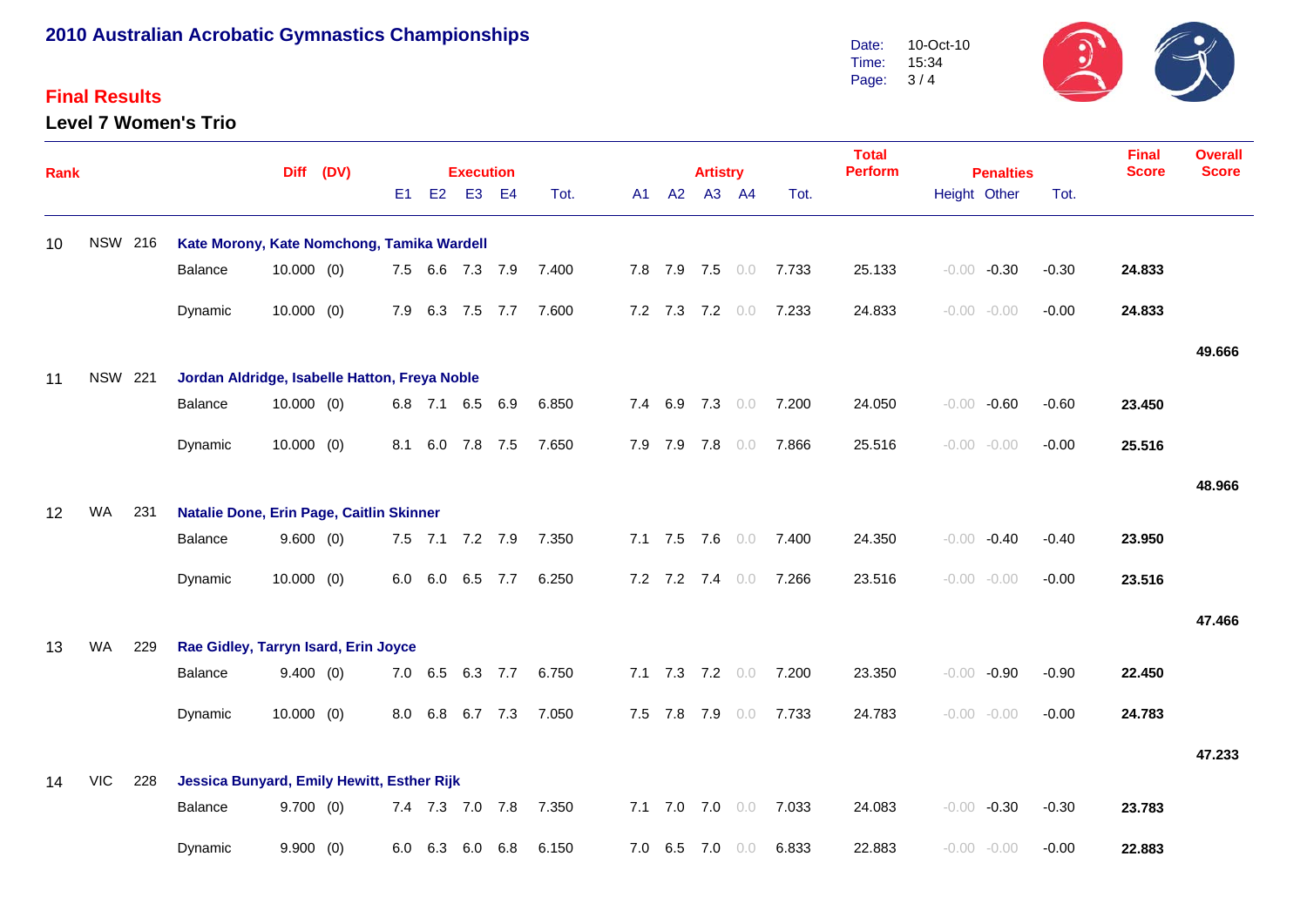# 2010 Australian Acrobatic Gymnastics Championships

Date: 10-Oct-10
Time: 15:34

## Final Results

### Level 7 Women's Trio

| Rank | | | | Diff | (DV) | Execution E1 | E2 | E3 | E4 | Tot. | Artistry A1 | A2 | A3 | A4 | Tot. | Total Perform | Penalties Height | Other | Tot. | Final Score | Overall Score |
|---|---|---|---|---|---|---|---|---|---|---|---|---|---|---|---|---|---|---|---|---|---|
| 10 | NSW | 216 | **Kate Morony, Kate Nomchong, Tamika Wardell** | | | | | | | | | | | | | | | | | | |
| | | | Balance | 10.000 | (0) | 7.5 | 6.6 | 7.3 | 7.9 | 7.400 | 7.8 | 7.9 | 7.5 | 0.0 | 7.733 | 25.133 | -0.00 | -0.30 | -0.30 | **24.833** | |
| | | | Dynamic | 10.000 | (0) | 7.9 | 6.3 | 7.5 | 7.7 | 7.600 | 7.2 | 7.3 | 7.2 | 0.0 | 7.233 | 24.833 | -0.00 | -0.00 | -0.00 | **24.833** | |
| | | | | | | | | | | | | | | | | | | | | | **49.666** |
| 11 | NSW | 221 | **Jordan Aldridge, Isabelle Hatton, Freya Noble** | | | | | | | | | | | | | | | | | | |
| | | | Balance | 10.000 | (0) | 6.8 | 7.1 | 6.5 | 6.9 | 6.850 | 7.4 | 6.9 | 7.3 | 0.0 | 7.200 | 24.050 | -0.00 | -0.60 | -0.60 | **23.450** | |
| | | | Dynamic | 10.000 | (0) | 8.1 | 6.0 | 7.8 | 7.5 | 7.650 | 7.9 | 7.9 | 7.8 | 0.0 | 7.866 | 25.516 | -0.00 | -0.00 | -0.00 | **25.516** | |
| | | | | | | | | | | | | | | | | | | | | | **48.966** |
| 12 | WA | 231 | **Natalie Done, Erin Page, Caitlin Skinner** | | | | | | | | | | | | | | | | | | |
| | | | Balance | 9.600 | (0) | 7.5 | 7.1 | 7.2 | 7.9 | 7.350 | 7.1 | 7.5 | 7.6 | 0.0 | 7.400 | 24.350 | -0.00 | -0.40 | -0.40 | **23.950** | |
| | | | Dynamic | 10.000 | (0) | 6.0 | 6.0 | 6.5 | 7.7 | 6.250 | 7.2 | 7.2 | 7.4 | 0.0 | 7.266 | 23.516 | -0.00 | -0.00 | -0.00 | **23.516** | |
| | | | | | | | | | | | | | | | | | | | | | **47.466** |
| 13 | WA | 229 | **Rae Gidley, Tarryn Isard, Erin Joyce** | | | | | | | | | | | | | | | | | | |
| | | | Balance | 9.400 | (0) | 7.0 | 6.5 | 6.3 | 7.7 | 6.750 | 7.1 | 7.3 | 7.2 | 0.0 | 7.200 | 23.350 | -0.00 | -0.90 | -0.90 | **22.450** | |
| | | | Dynamic | 10.000 | (0) | 8.0 | 6.8 | 6.7 | 7.3 | 7.050 | 7.5 | 7.8 | 7.9 | 0.0 | 7.733 | 24.783 | -0.00 | -0.00 | -0.00 | **24.783** | |
| | | | | | | | | | | | | | | | | | | | | | **47.233** |
| 14 | VIC | 228 | **Jessica Bunyard, Emily Hewitt, Esther Rijk** | | | | | | | | | | | | | | | | | | |
| | | | Balance | 9.700 | (0) | 7.4 | 7.3 | 7.0 | 7.8 | 7.350 | 7.1 | 7.0 | 7.0 | 0.0 | 7.033 | 24.083 | -0.00 | -0.30 | -0.30 | **23.783** | |
| | | | Dynamic | 9.900 | (0) | 6.0 | 6.3 | 6.0 | 6.8 | 6.150 | 7.0 | 6.5 | 7.0 | 0.0 | 6.833 | 22.883 | -0.00 | -0.00 | -0.00 | **22.883** | |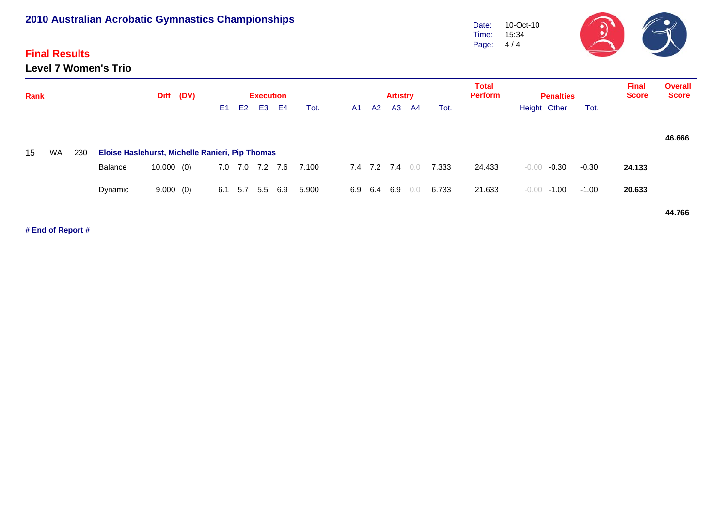# 2010 Australian Acrobatic Gymnastics Championships

Date: 10-Oct-10
Time: 15:34

## Final Results

### Level 7 Women's Trio

| Rank | | | | Diff | (DV) | Execution E1 | E2 | E3 | E4 | Tot. | Artistry A1 | A2 | A3 | A4 | Tot. | Total Perform | Penalties Height | Other | Tot. | Final Score | Overall Score |
|---|---|---|---|---|---|---|---|---|---|---|---|---|---|---|---|---|---|---|---|---|---|
| | | | | | | | | | | | | | | | | | | | | | **46.666** |
| 15 | WA | 230 | **Eloise Haslehurst, Michelle Ranieri, Pip Thomas** | | | | | | | | | | | | | | | | | | |
| | | | Balance | 10.000 | (0) | 7.0 | 7.0 | 7.2 | 7.6 | 7.100 | 7.4 | 7.2 | 7.4 | 0.0 | 7.333 | 24.433 | -0.00 | -0.30 | -0.30 | **24.133** | |
| | | | Dynamic | 9.000 | (0) | 6.1 | 5.7 | 5.5 | 6.9 | 5.900 | 6.9 | 6.4 | 6.9 | 0.0 | 6.733 | 21.633 | -0.00 | -1.00 | -1.00 | **20.633** | |
| | | | | | | | | | | | | | | | | | | | | | **44.766** |

**# End of Report #**